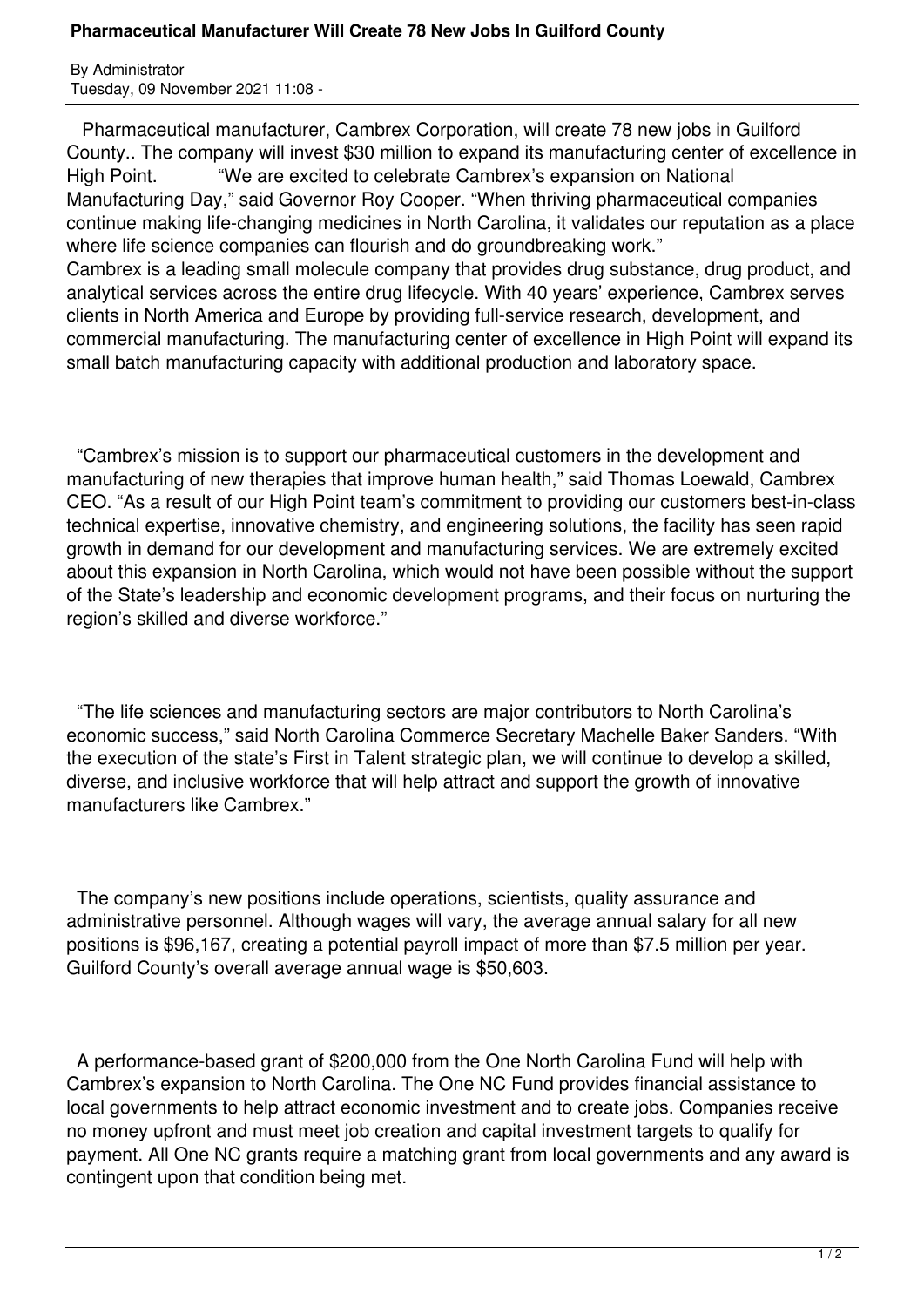# Pharmaceutical Manufacturer Will Create 78 New Jobs In Guilford County

By Administrator
Tuesday, 09 November 2021 11:08 -

Pharmaceutical manufacturer, Cambrex Corporation, will create 78 new jobs in Guilford County.. The company will invest $30 million to expand its manufacturing center of excellence in High Point. "We are excited to celebrate Cambrex's expansion on National Manufacturing Day," said Governor Roy Cooper. "When thriving pharmaceutical companies continue making life-changing medicines in North Carolina, it validates our reputation as a place where life science companies can flourish and do groundbreaking work."
Cambrex is a leading small molecule company that provides drug substance, drug product, and analytical services across the entire drug lifecycle. With 40 years' experience, Cambrex serves clients in North America and Europe by providing full-service research, development, and commercial manufacturing. The manufacturing center of excellence in High Point will expand its small batch manufacturing capacity with additional production and laboratory space.

"Cambrex's mission is to support our pharmaceutical customers in the development and manufacturing of new therapies that improve human health," said Thomas Loewald, Cambrex CEO. "As a result of our High Point team's commitment to providing our customers best-in-class technical expertise, innovative chemistry, and engineering solutions, the facility has seen rapid growth in demand for our development and manufacturing services. We are extremely excited about this expansion in North Carolina, which would not have been possible without the support of the State's leadership and economic development programs, and their focus on nurturing the region's skilled and diverse workforce."

"The life sciences and manufacturing sectors are major contributors to North Carolina's economic success," said North Carolina Commerce Secretary Machelle Baker Sanders. "With the execution of the state's First in Talent strategic plan, we will continue to develop a skilled, diverse, and inclusive workforce that will help attract and support the growth of innovative manufacturers like Cambrex."

The company's new positions include operations, scientists, quality assurance and administrative personnel. Although wages will vary, the average annual salary for all new positions is $96,167, creating a potential payroll impact of more than $7.5 million per year. Guilford County's overall average annual wage is $50,603.

A performance-based grant of $200,000 from the One North Carolina Fund will help with Cambrex's expansion to North Carolina. The One NC Fund provides financial assistance to local governments to help attract economic investment and to create jobs. Companies receive no money upfront and must meet job creation and capital investment targets to qualify for payment. All One NC grants require a matching grant from local governments and any award is contingent upon that condition being met.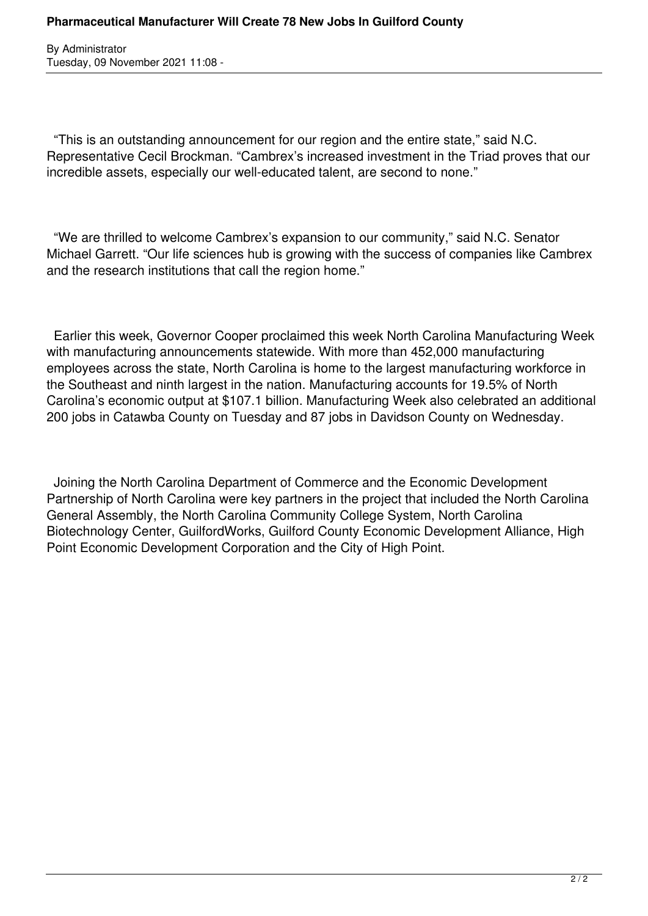"This is an outstanding announcement for our region and the entire state," said N.C. Representative Cecil Brockman. "Cambrex's increased investment in the Triad proves that our incredible assets, especially our well-educated talent, are second to none."

"We are thrilled to welcome Cambrex's expansion to our community," said N.C. Senator Michael Garrett. "Our life sciences hub is growing with the success of companies like Cambrex and the research institutions that call the region home."

Earlier this week, Governor Cooper proclaimed this week North Carolina Manufacturing Week with manufacturing announcements statewide. With more than 452,000 manufacturing employees across the state, North Carolina is home to the largest manufacturing workforce in the Southeast and ninth largest in the nation. Manufacturing accounts for 19.5% of North Carolina's economic output at $107.1 billion. Manufacturing Week also celebrated an additional 200 jobs in Catawba County on Tuesday and 87 jobs in Davidson County on Wednesday.

Joining the North Carolina Department of Commerce and the Economic Development Partnership of North Carolina were key partners in the project that included the North Carolina General Assembly, the North Carolina Community College System, North Carolina Biotechnology Center, GuilfordWorks, Guilford County Economic Development Alliance, High Point Economic Development Corporation and the City of High Point.